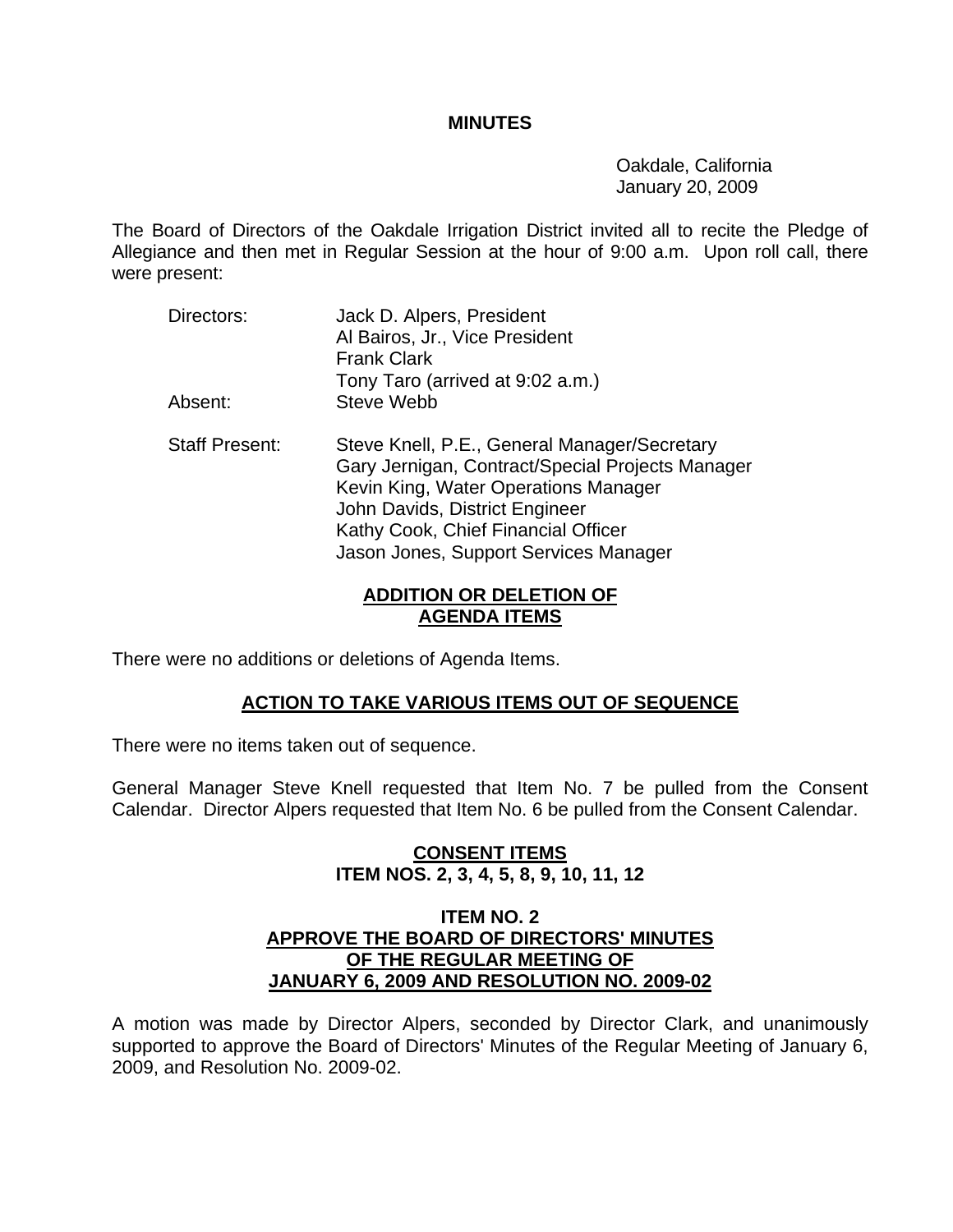# MINUTES

Oakdale, California
January 20, 2009

The Board of Directors of the Oakdale Irrigation District invited all to recite the Pledge of Allegiance and then met in Regular Session at the hour of 9:00 a.m. Upon roll call, there were present:

| | |
|---|---|
| Directors: | Jack D. Alpers, President |
| | Al Bairos, Jr., Vice President |
| | Frank Clark |
| | Tony Taro (arrived at 9:02 a.m.) |
| Absent: | Steve Webb |
| Staff Present: | Steve Knell, P.E., General Manager/Secretary |
| | Gary Jernigan, Contract/Special Projects Manager |
| | Kevin King, Water Operations Manager |
| | John Davids, District Engineer |
| | Kathy Cook, Chief Financial Officer |
| | Jason Jones, Support Services Manager |

## ADDITION OR DELETION OF AGENDA ITEMS

There were no additions or deletions of Agenda Items.

## ACTION TO TAKE VARIOUS ITEMS OUT OF SEQUENCE

There were no items taken out of sequence.

General Manager Steve Knell requested that Item No. 7 be pulled from the Consent Calendar. Director Alpers requested that Item No. 6 be pulled from the Consent Calendar.

## CONSENT ITEMS
## ITEM NOS. 2, 3, 4, 5, 8, 9, 10, 11, 12

### ITEM NO. 2
### APPROVE THE BOARD OF DIRECTORS' MINUTES OF THE REGULAR MEETING OF JANUARY 6, 2009 AND RESOLUTION NO. 2009-02

A motion was made by Director Alpers, seconded by Director Clark, and unanimously supported to approve the Board of Directors' Minutes of the Regular Meeting of January 6, 2009, and Resolution No. 2009-02.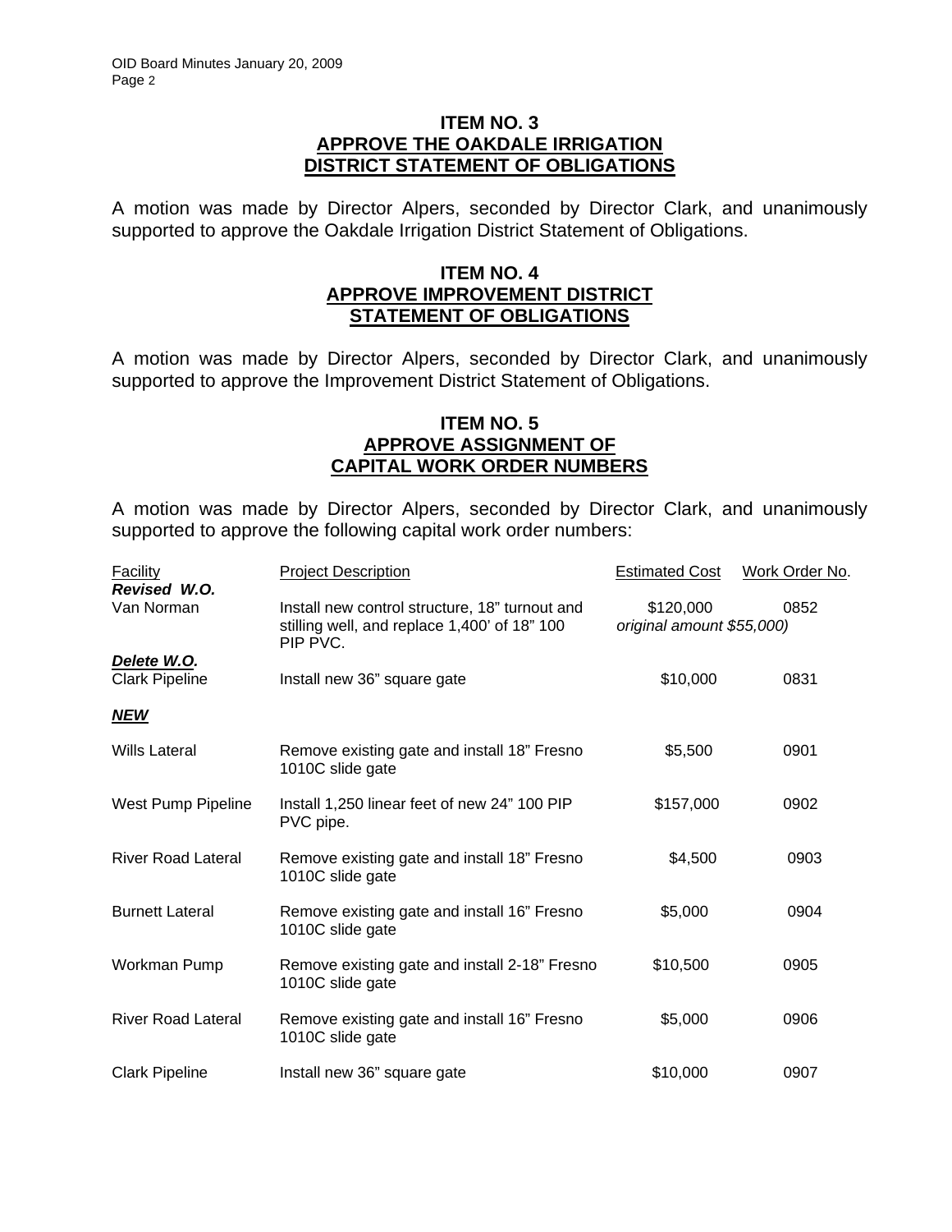## ITEM NO. 3
## APPROVE THE OAKDALE IRRIGATION DISTRICT STATEMENT OF OBLIGATIONS

A motion was made by Director Alpers, seconded by Director Clark, and unanimously supported to approve the Oakdale Irrigation District Statement of Obligations.

## ITEM NO. 4
## APPROVE IMPROVEMENT DISTRICT STATEMENT OF OBLIGATIONS

A motion was made by Director Alpers, seconded by Director Clark, and unanimously supported to approve the Improvement District Statement of Obligations.

## ITEM NO. 5
## APPROVE ASSIGNMENT OF CAPITAL WORK ORDER NUMBERS

A motion was made by Director Alpers, seconded by Director Clark, and unanimously supported to approve the following capital work order numbers:

| Facility | Project Description | Estimated Cost | Work Order No. |
|---|---|---|---|
| ***Revised W.O.*** | | | |
| Van Norman | Install new control structure, 18" turnout and stilling well, and replace 1,400' of 18" 100 PIP PVC. | $120,000 *original amount $55,000)* | 0852 |
| ***Delete W.O.*** | | | |
| Clark Pipeline | Install new 36" square gate | $10,000 | 0831 |
| ***NEW*** | | | |
| Wills Lateral | Remove existing gate and install 18" Fresno 1010C slide gate | $5,500 | 0901 |
| West Pump Pipeline | Install 1,250 linear feet of new 24" 100 PIP PVC pipe. | $157,000 | 0902 |
| River Road Lateral | Remove existing gate and install 18" Fresno 1010C slide gate | $4,500 | 0903 |
| Burnett Lateral | Remove existing gate and install 16" Fresno 1010C slide gate | $5,000 | 0904 |
| Workman Pump | Remove existing gate and install 2-18" Fresno 1010C slide gate | $10,500 | 0905 |
| River Road Lateral | Remove existing gate and install 16" Fresno 1010C slide gate | $5,000 | 0906 |
| Clark Pipeline | Install new 36" square gate | $10,000 | 0907 |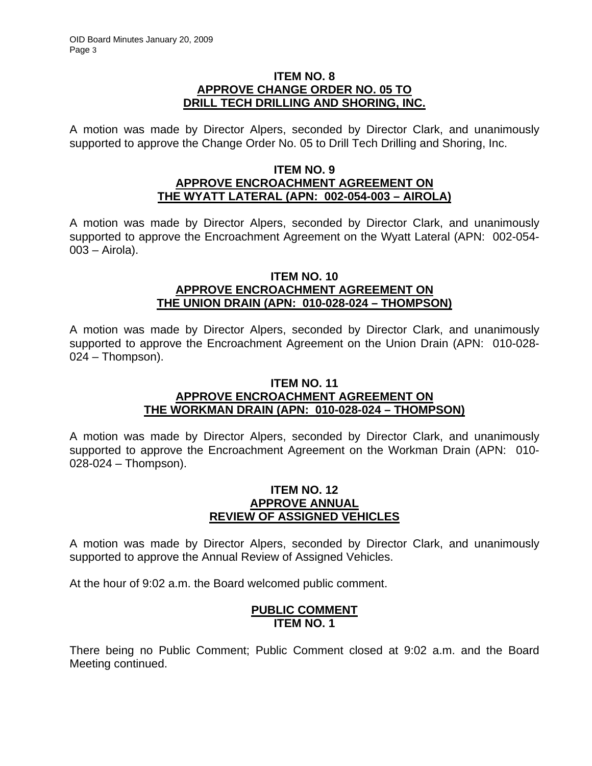**ITEM NO. 8**
**APPROVE CHANGE ORDER NO. 05 TO DRILL TECH DRILLING AND SHORING, INC.**

A motion was made by Director Alpers, seconded by Director Clark, and unanimously supported to approve the Change Order No. 05 to Drill Tech Drilling and Shoring, Inc.

**ITEM NO. 9**
**APPROVE ENCROACHMENT AGREEMENT ON THE WYATT LATERAL (APN: 002-054-003 – AIROLA)**

A motion was made by Director Alpers, seconded by Director Clark, and unanimously supported to approve the Encroachment Agreement on the Wyatt Lateral (APN: 002-054-003 – Airola).

**ITEM NO. 10**
**APPROVE ENCROACHMENT AGREEMENT ON THE UNION DRAIN (APN: 010-028-024 – THOMPSON)**

A motion was made by Director Alpers, seconded by Director Clark, and unanimously supported to approve the Encroachment Agreement on the Union Drain (APN: 010-028-024 – Thompson).

**ITEM NO. 11**
**APPROVE ENCROACHMENT AGREEMENT ON THE WORKMAN DRAIN (APN: 010-028-024 – THOMPSON)**

A motion was made by Director Alpers, seconded by Director Clark, and unanimously supported to approve the Encroachment Agreement on the Workman Drain (APN: 010-028-024 – Thompson).

**ITEM NO. 12**
**APPROVE ANNUAL REVIEW OF ASSIGNED VEHICLES**

A motion was made by Director Alpers, seconded by Director Clark, and unanimously supported to approve the Annual Review of Assigned Vehicles.

At the hour of 9:02 a.m. the Board welcomed public comment.

**PUBLIC COMMENT**
**ITEM NO. 1**

There being no Public Comment; Public Comment closed at 9:02 a.m. and the Board Meeting continued.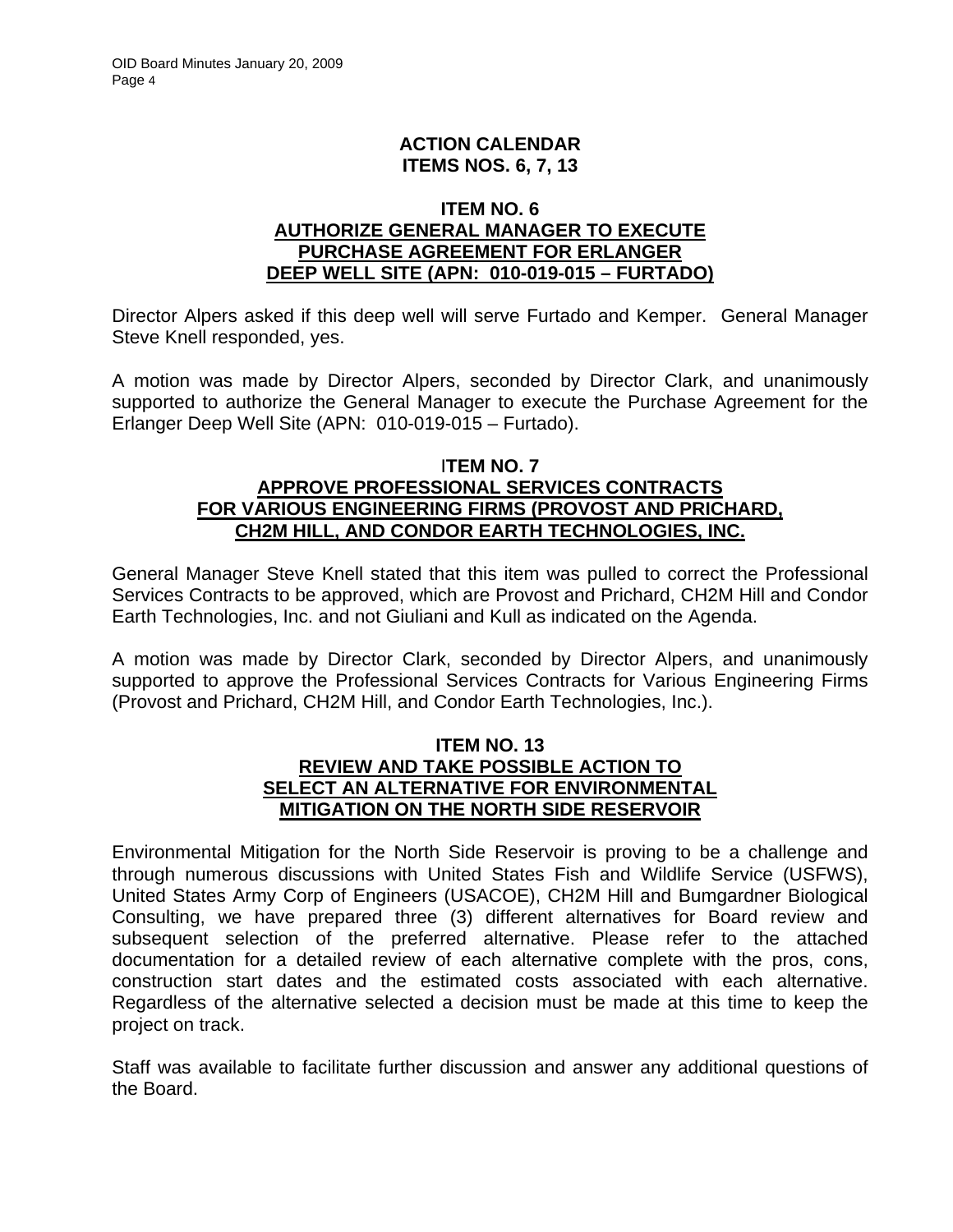## ACTION CALENDAR
## ITEMS NOS. 6, 7, 13

### ITEM NO. 6
### AUTHORIZE GENERAL MANAGER TO EXECUTE PURCHASE AGREEMENT FOR ERLANGER DEEP WELL SITE (APN: 010-019-015 – FURTADO)

Director Alpers asked if this deep well will serve Furtado and Kemper. General Manager Steve Knell responded, yes.

A motion was made by Director Alpers, seconded by Director Clark, and unanimously supported to authorize the General Manager to execute the Purchase Agreement for the Erlanger Deep Well Site (APN: 010-019-015 – Furtado).

### ITEM NO. 7
### APPROVE PROFESSIONAL SERVICES CONTRACTS FOR VARIOUS ENGINEERING FIRMS (PROVOST AND PRICHARD, CH2M HILL, AND CONDOR EARTH TECHNOLOGIES, INC.

General Manager Steve Knell stated that this item was pulled to correct the Professional Services Contracts to be approved, which are Provost and Prichard, CH2M Hill and Condor Earth Technologies, Inc. and not Giuliani and Kull as indicated on the Agenda.

A motion was made by Director Clark, seconded by Director Alpers, and unanimously supported to approve the Professional Services Contracts for Various Engineering Firms (Provost and Prichard, CH2M Hill, and Condor Earth Technologies, Inc.).

### ITEM NO. 13
### REVIEW AND TAKE POSSIBLE ACTION TO SELECT AN ALTERNATIVE FOR ENVIRONMENTAL MITIGATION ON THE NORTH SIDE RESERVOIR

Environmental Mitigation for the North Side Reservoir is proving to be a challenge and through numerous discussions with United States Fish and Wildlife Service (USFWS), United States Army Corp of Engineers (USACOE), CH2M Hill and Bumgardner Biological Consulting, we have prepared three (3) different alternatives for Board review and subsequent selection of the preferred alternative. Please refer to the attached documentation for a detailed review of each alternative complete with the pros, cons, construction start dates and the estimated costs associated with each alternative. Regardless of the alternative selected a decision must be made at this time to keep the project on track.

Staff was available to facilitate further discussion and answer any additional questions of the Board.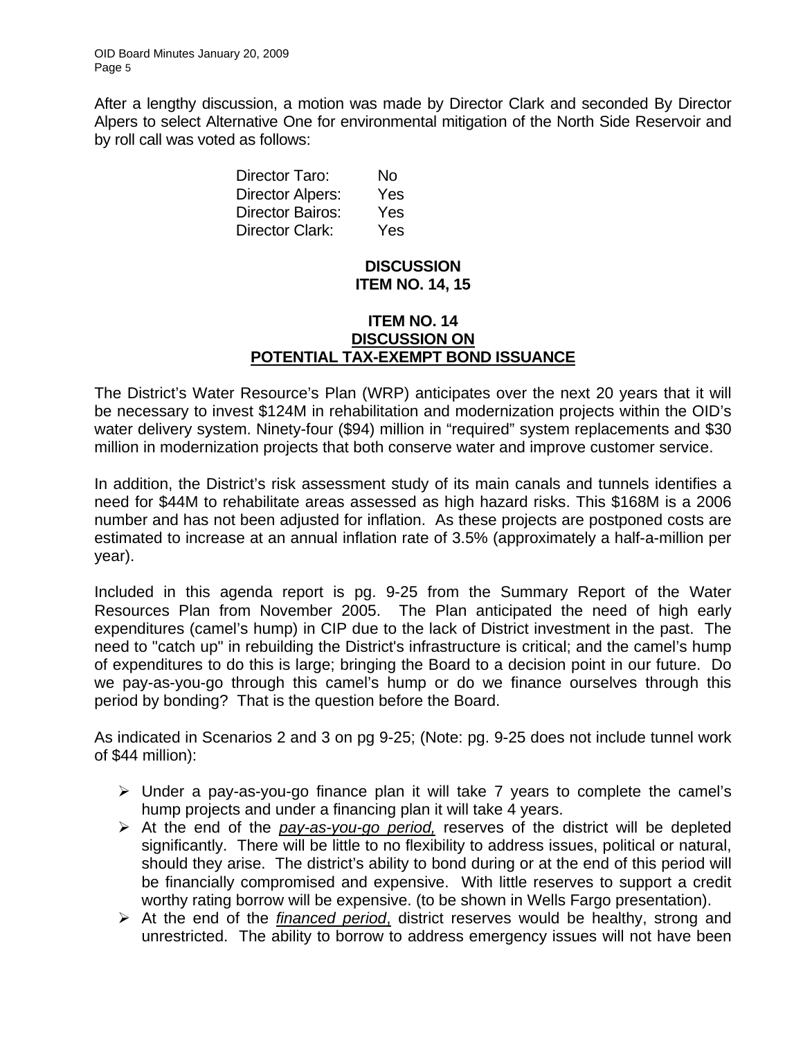After a lengthy discussion, a motion was made by Director Clark and seconded By Director Alpers to select Alternative One for environmental mitigation of the North Side Reservoir and by roll call was voted as follows:

| | |
|---|---|
| Director Taro: | No |
| Director Alpers: | Yes |
| Director Bairos: | Yes |
| Director Clark: | Yes |

**DISCUSSION**
**ITEM NO. 14, 15**

**ITEM NO. 14**
**DISCUSSION ON**
**POTENTIAL TAX-EXEMPT BOND ISSUANCE**

The District's Water Resource's Plan (WRP) anticipates over the next 20 years that it will be necessary to invest $124M in rehabilitation and modernization projects within the OID's water delivery system. Ninety-four ($94) million in "required" system replacements and $30 million in modernization projects that both conserve water and improve customer service.

In addition, the District's risk assessment study of its main canals and tunnels identifies a need for $44M to rehabilitate areas assessed as high hazard risks. This $168M is a 2006 number and has not been adjusted for inflation. As these projects are postponed costs are estimated to increase at an annual inflation rate of 3.5% (approximately a half-a-million per year).

Included in this agenda report is pg. 9-25 from the Summary Report of the Water Resources Plan from November 2005. The Plan anticipated the need of high early expenditures (camel's hump) in CIP due to the lack of District investment in the past. The need to "catch up" in rebuilding the District's infrastructure is critical; and the camel's hump of expenditures to do this is large; bringing the Board to a decision point in our future. Do we pay-as-you-go through this camel's hump or do we finance ourselves through this period by bonding? That is the question before the Board.

As indicated in Scenarios 2 and 3 on pg 9-25; (Note: pg. 9-25 does not include tunnel work of $44 million):

- Under a pay-as-you-go finance plan it will take 7 years to complete the camel's hump projects and under a financing plan it will take 4 years.
- At the end of the <u>*pay-as-you-go period,*</u> reserves of the district will be depleted significantly. There will be little to no flexibility to address issues, political or natural, should they arise. The district's ability to bond during or at the end of this period will be financially compromised and expensive. With little reserves to support a credit worthy rating borrow will be expensive. (to be shown in Wells Fargo presentation).
- At the end of the <u>*financed period,*</u> district reserves would be healthy, strong and unrestricted. The ability to borrow to address emergency issues will not have been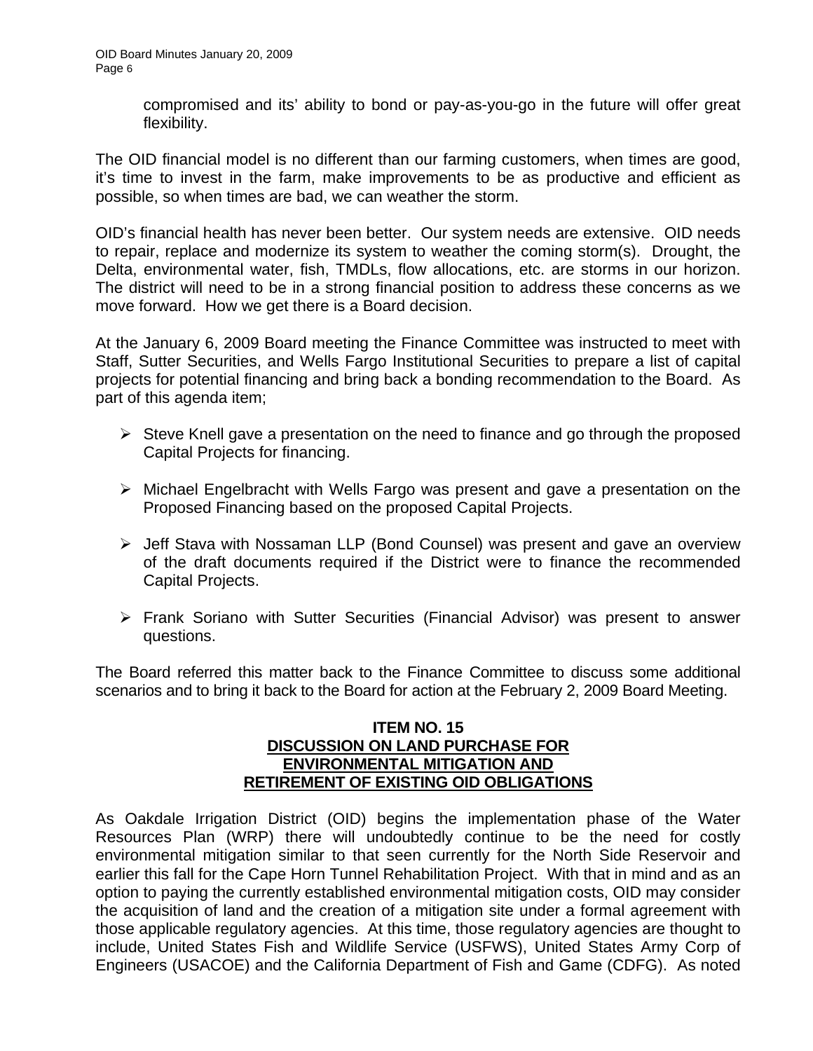compromised and its' ability to bond or pay-as-you-go in the future will offer great flexibility.

The OID financial model is no different than our farming customers, when times are good, it's time to invest in the farm, make improvements to be as productive and efficient as possible, so when times are bad, we can weather the storm.

OID's financial health has never been better. Our system needs are extensive. OID needs to repair, replace and modernize its system to weather the coming storm(s). Drought, the Delta, environmental water, fish, TMDLs, flow allocations, etc. are storms in our horizon. The district will need to be in a strong financial position to address these concerns as we move forward. How we get there is a Board decision.

At the January 6, 2009 Board meeting the Finance Committee was instructed to meet with Staff, Sutter Securities, and Wells Fargo Institutional Securities to prepare a list of capital projects for potential financing and bring back a bonding recommendation to the Board. As part of this agenda item;

- Steve Knell gave a presentation on the need to finance and go through the proposed Capital Projects for financing.
- Michael Engelbracht with Wells Fargo was present and gave a presentation on the Proposed Financing based on the proposed Capital Projects.
- Jeff Stava with Nossaman LLP (Bond Counsel) was present and gave an overview of the draft documents required if the District were to finance the recommended Capital Projects.
- Frank Soriano with Sutter Securities (Financial Advisor) was present to answer questions.

The Board referred this matter back to the Finance Committee to discuss some additional scenarios and to bring it back to the Board for action at the February 2, 2009 Board Meeting.

**ITEM NO. 15**
**DISCUSSION ON LAND PURCHASE FOR ENVIRONMENTAL MITIGATION AND RETIREMENT OF EXISTING OID OBLIGATIONS**

As Oakdale Irrigation District (OID) begins the implementation phase of the Water Resources Plan (WRP) there will undoubtedly continue to be the need for costly environmental mitigation similar to that seen currently for the North Side Reservoir and earlier this fall for the Cape Horn Tunnel Rehabilitation Project. With that in mind and as an option to paying the currently established environmental mitigation costs, OID may consider the acquisition of land and the creation of a mitigation site under a formal agreement with those applicable regulatory agencies. At this time, those regulatory agencies are thought to include, United States Fish and Wildlife Service (USFWS), United States Army Corp of Engineers (USACOE) and the California Department of Fish and Game (CDFG). As noted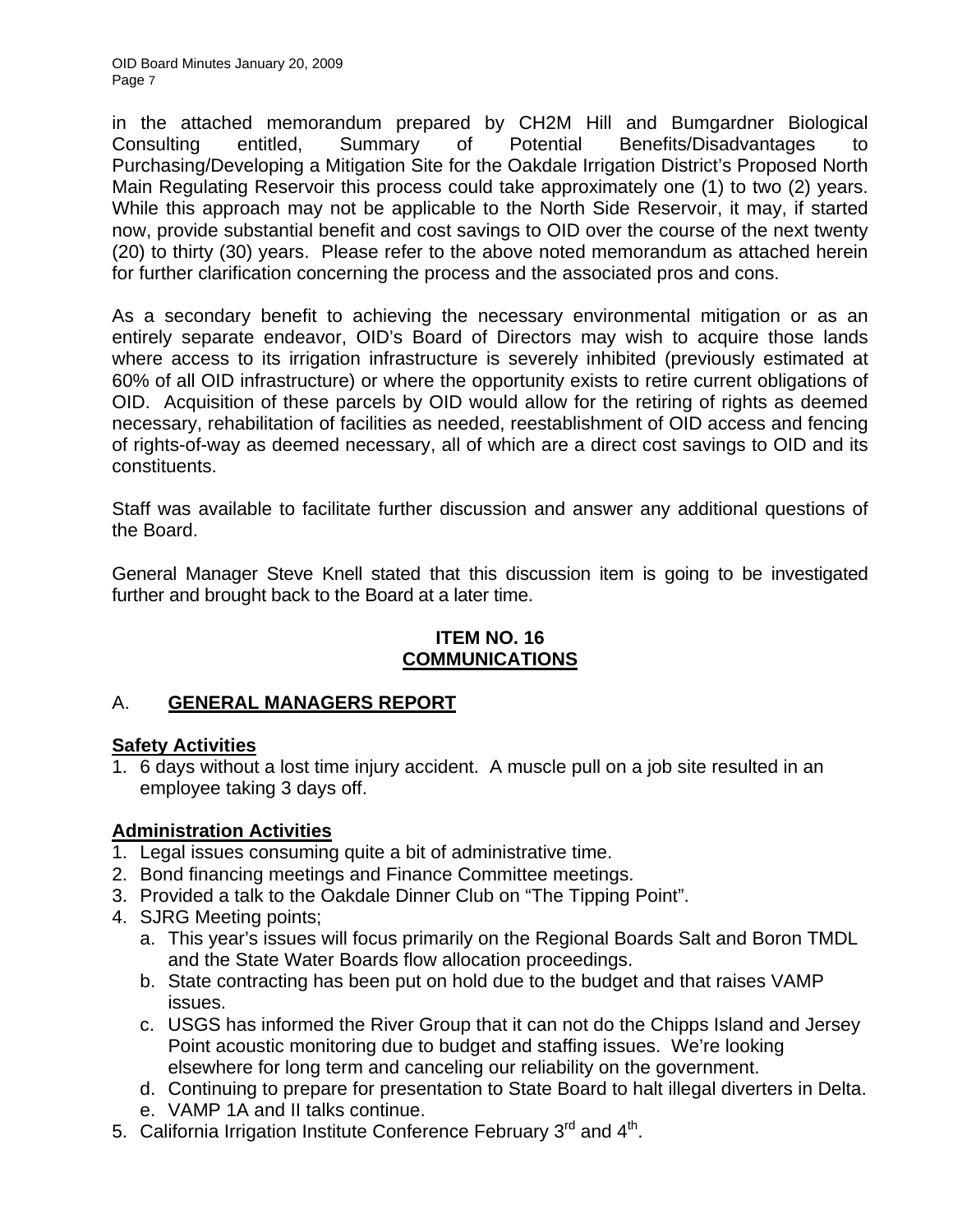in the attached memorandum prepared by CH2M Hill and Bumgardner Biological Consulting entitled, Summary of Potential Benefits/Disadvantages to Purchasing/Developing a Mitigation Site for the Oakdale Irrigation District's Proposed North Main Regulating Reservoir this process could take approximately one (1) to two (2) years. While this approach may not be applicable to the North Side Reservoir, it may, if started now, provide substantial benefit and cost savings to OID over the course of the next twenty (20) to thirty (30) years. Please refer to the above noted memorandum as attached herein for further clarification concerning the process and the associated pros and cons.

As a secondary benefit to achieving the necessary environmental mitigation or as an entirely separate endeavor, OID's Board of Directors may wish to acquire those lands where access to its irrigation infrastructure is severely inhibited (previously estimated at 60% of all OID infrastructure) or where the opportunity exists to retire current obligations of OID. Acquisition of these parcels by OID would allow for the retiring of rights as deemed necessary, rehabilitation of facilities as needed, reestablishment of OID access and fencing of rights-of-way as deemed necessary, all of which are a direct cost savings to OID and its constituents.

Staff was available to facilitate further discussion and answer any additional questions of the Board.

General Manager Steve Knell stated that this discussion item is going to be investigated further and brought back to the Board at a later time.

## ITEM NO. 16
## COMMUNICATIONS

### A. GENERAL MANAGERS REPORT

**Safety Activities**

1. 6 days without a lost time injury accident. A muscle pull on a job site resulted in an employee taking 3 days off.

**Administration Activities**

1. Legal issues consuming quite a bit of administrative time.
2. Bond financing meetings and Finance Committee meetings.
3. Provided a talk to the Oakdale Dinner Club on "The Tipping Point".
4. SJRG Meeting points;
   a. This year's issues will focus primarily on the Regional Boards Salt and Boron TMDL and the State Water Boards flow allocation proceedings.
   b. State contracting has been put on hold due to the budget and that raises VAMP issues.
   c. USGS has informed the River Group that it can not do the Chipps Island and Jersey Point acoustic monitoring due to budget and staffing issues. We're looking elsewhere for long term and canceling our reliability on the government.
   d. Continuing to prepare for presentation to State Board to halt illegal diverters in Delta.
   e. VAMP 1A and II talks continue.
5. California Irrigation Institute Conference February 3rd and 4th.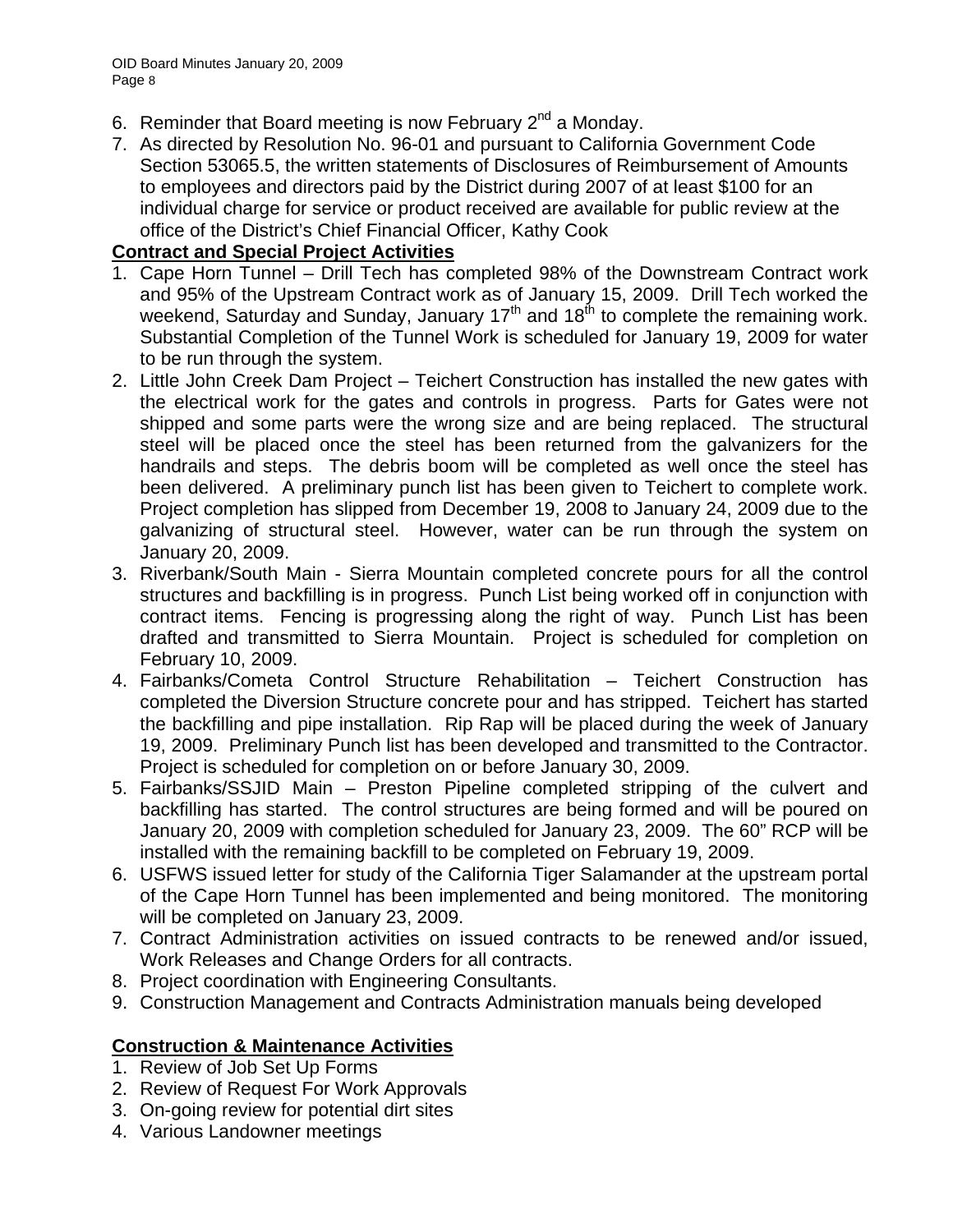6. Reminder that Board meeting is now February 2nd a Monday.
7. As directed by Resolution No. 96-01 and pursuant to California Government Code Section 53065.5, the written statements of Disclosures of Reimbursement of Amounts to employees and directors paid by the District during 2007 of at least $100 for an individual charge for service or product received are available for public review at the office of the District's Chief Financial Officer, Kathy Cook

**Contract and Special Project Activities**

1. Cape Horn Tunnel – Drill Tech has completed 98% of the Downstream Contract work and 95% of the Upstream Contract work as of January 15, 2009. Drill Tech worked the weekend, Saturday and Sunday, January 17th and 18th to complete the remaining work. Substantial Completion of the Tunnel Work is scheduled for January 19, 2009 for water to be run through the system.
2. Little John Creek Dam Project – Teichert Construction has installed the new gates with the electrical work for the gates and controls in progress. Parts for Gates were not shipped and some parts were the wrong size and are being replaced. The structural steel will be placed once the steel has been returned from the galvanizers for the handrails and steps. The debris boom will be completed as well once the steel has been delivered. A preliminary punch list has been given to Teichert to complete work. Project completion has slipped from December 19, 2008 to January 24, 2009 due to the galvanizing of structural steel. However, water can be run through the system on January 20, 2009.
3. Riverbank/South Main - Sierra Mountain completed concrete pours for all the control structures and backfilling is in progress. Punch List being worked off in conjunction with contract items. Fencing is progressing along the right of way. Punch List has been drafted and transmitted to Sierra Mountain. Project is scheduled for completion on February 10, 2009.
4. Fairbanks/Cometa Control Structure Rehabilitation – Teichert Construction has completed the Diversion Structure concrete pour and has stripped. Teichert has started the backfilling and pipe installation. Rip Rap will be placed during the week of January 19, 2009. Preliminary Punch list has been developed and transmitted to the Contractor. Project is scheduled for completion on or before January 30, 2009.
5. Fairbanks/SSJID Main – Preston Pipeline completed stripping of the culvert and backfilling has started. The control structures are being formed and will be poured on January 20, 2009 with completion scheduled for January 23, 2009. The 60" RCP will be installed with the remaining backfill to be completed on February 19, 2009.
6. USFWS issued letter for study of the California Tiger Salamander at the upstream portal of the Cape Horn Tunnel has been implemented and being monitored. The monitoring will be completed on January 23, 2009.
7. Contract Administration activities on issued contracts to be renewed and/or issued, Work Releases and Change Orders for all contracts.
8. Project coordination with Engineering Consultants.
9. Construction Management and Contracts Administration manuals being developed

**Construction & Maintenance Activities**

1. Review of Job Set Up Forms
2. Review of Request For Work Approvals
3. On-going review for potential dirt sites
4. Various Landowner meetings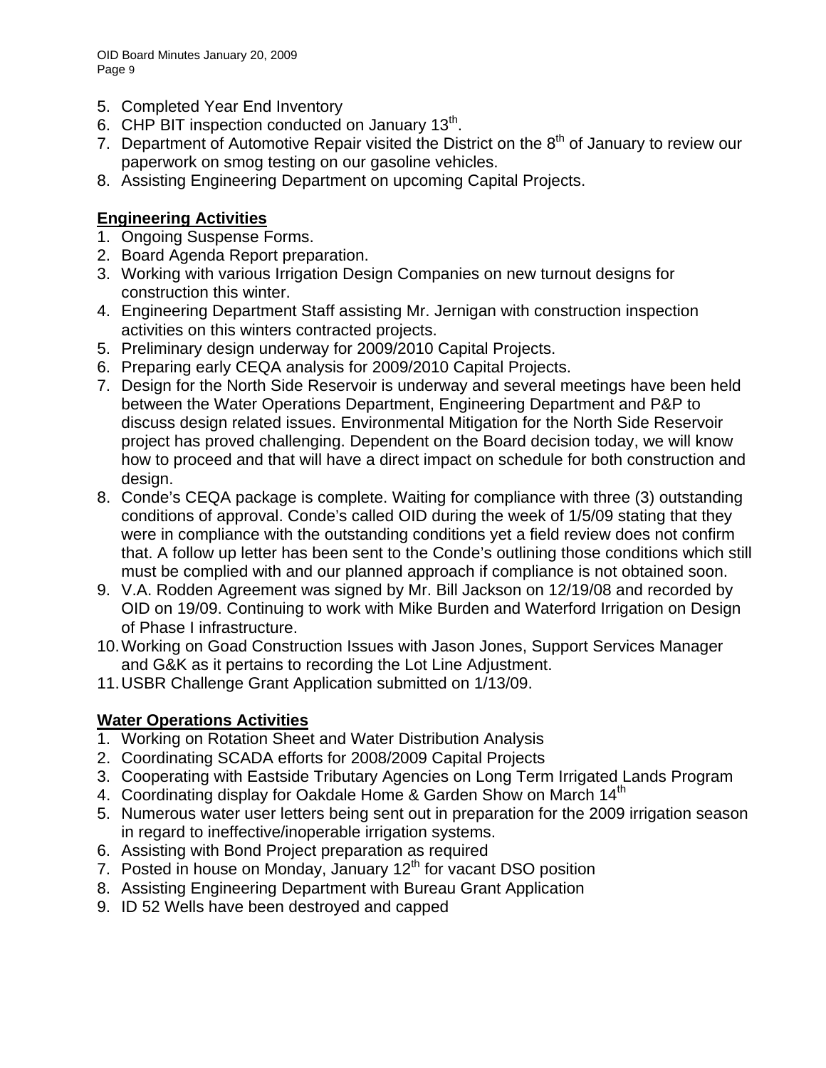5. Completed Year End Inventory
6. CHP BIT inspection conducted on January 13th.
7. Department of Automotive Repair visited the District on the 8th of January to review our paperwork on smog testing on our gasoline vehicles.
8. Assisting Engineering Department on upcoming Capital Projects.

**Engineering Activities**

1. Ongoing Suspense Forms.
2. Board Agenda Report preparation.
3. Working with various Irrigation Design Companies on new turnout designs for construction this winter.
4. Engineering Department Staff assisting Mr. Jernigan with construction inspection activities on this winters contracted projects.
5. Preliminary design underway for 2009/2010 Capital Projects.
6. Preparing early CEQA analysis for 2009/2010 Capital Projects.
7. Design for the North Side Reservoir is underway and several meetings have been held between the Water Operations Department, Engineering Department and P&P to discuss design related issues. Environmental Mitigation for the North Side Reservoir project has proved challenging. Dependent on the Board decision today, we will know how to proceed and that will have a direct impact on schedule for both construction and design.
8. Conde's CEQA package is complete. Waiting for compliance with three (3) outstanding conditions of approval. Conde's called OID during the week of 1/5/09 stating that they were in compliance with the outstanding conditions yet a field review does not confirm that. A follow up letter has been sent to the Conde's outlining those conditions which still must be complied with and our planned approach if compliance is not obtained soon.
9. V.A. Rodden Agreement was signed by Mr. Bill Jackson on 12/19/08 and recorded by OID on 19/09. Continuing to work with Mike Burden and Waterford Irrigation on Design of Phase I infrastructure.
10. Working on Goad Construction Issues with Jason Jones, Support Services Manager and G&K as it pertains to recording the Lot Line Adjustment.
11. USBR Challenge Grant Application submitted on 1/13/09.

**Water Operations Activities**

1. Working on Rotation Sheet and Water Distribution Analysis
2. Coordinating SCADA efforts for 2008/2009 Capital Projects
3. Cooperating with Eastside Tributary Agencies on Long Term Irrigated Lands Program
4. Coordinating display for Oakdale Home & Garden Show on March 14th
5. Numerous water user letters being sent out in preparation for the 2009 irrigation season in regard to ineffective/inoperable irrigation systems.
6. Assisting with Bond Project preparation as required
7. Posted in house on Monday, January 12th for vacant DSO position
8. Assisting Engineering Department with Bureau Grant Application
9. ID 52 Wells have been destroyed and capped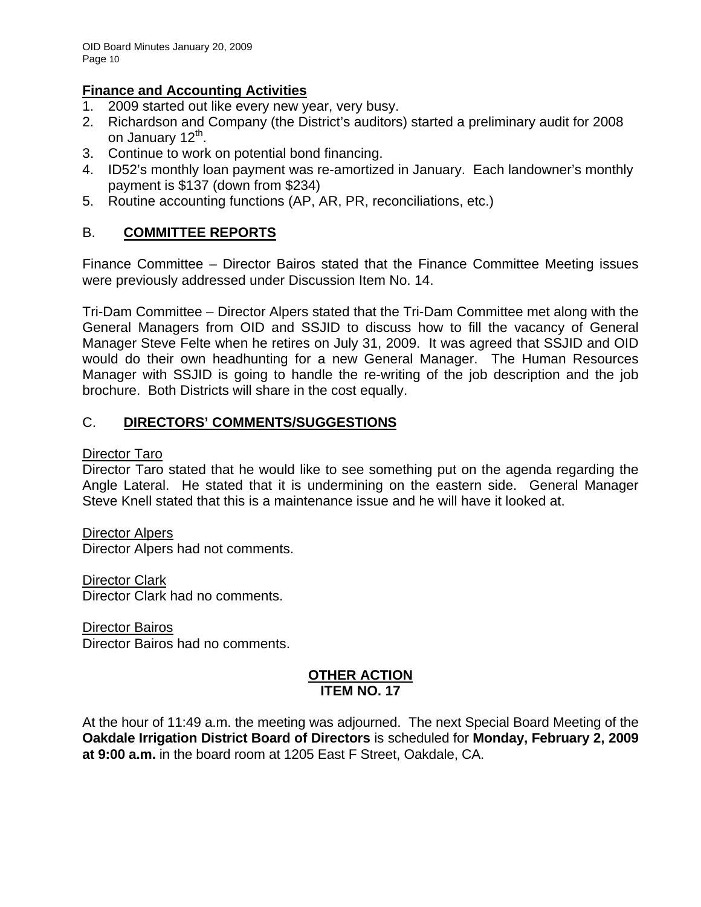**Finance and Accounting Activities**

1. 2009 started out like every new year, very busy.
2. Richardson and Company (the District's auditors) started a preliminary audit for 2008 on January 12th.
3. Continue to work on potential bond financing.
4. ID52's monthly loan payment was re-amortized in January. Each landowner's monthly payment is $137 (down from $234)
5. Routine accounting functions (AP, AR, PR, reconciliations, etc.)

## B. **COMMITTEE REPORTS**

Finance Committee – Director Bairos stated that the Finance Committee Meeting issues were previously addressed under Discussion Item No. 14.

Tri-Dam Committee – Director Alpers stated that the Tri-Dam Committee met along with the General Managers from OID and SSJID to discuss how to fill the vacancy of General Manager Steve Felte when he retires on July 31, 2009. It was agreed that SSJID and OID would do their own headhunting for a new General Manager. The Human Resources Manager with SSJID is going to handle the re-writing of the job description and the job brochure. Both Districts will share in the cost equally.

## C. **DIRECTORS' COMMENTS/SUGGESTIONS**

Director Taro

Director Taro stated that he would like to see something put on the agenda regarding the Angle Lateral. He stated that it is undermining on the eastern side. General Manager Steve Knell stated that this is a maintenance issue and he will have it looked at.

Director Alpers

Director Alpers had not comments.

Director Clark

Director Clark had no comments.

Director Bairos

Director Bairos had no comments.

**OTHER ACTION**
**ITEM NO. 17**

At the hour of 11:49 a.m. the meeting was adjourned. The next Special Board Meeting of the **Oakdale Irrigation District Board of Directors** is scheduled for **Monday, February 2, 2009 at 9:00 a.m.** in the board room at 1205 East F Street, Oakdale, CA.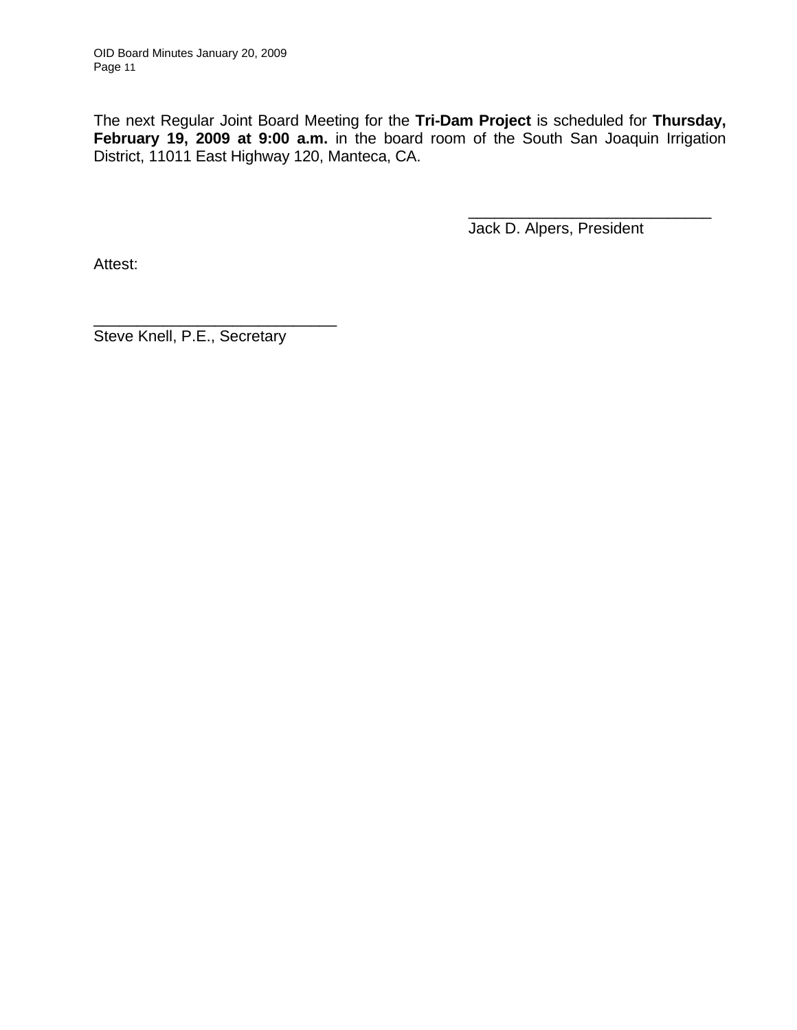The next Regular Joint Board Meeting for the **Tri-Dam Project** is scheduled for **Thursday, February 19, 2009 at 9:00 a.m.** in the board room of the South San Joaquin Irrigation District, 11011 East Highway 120, Manteca, CA.

\_\_\_\_\_\_\_\_\_\_\_\_\_\_\_\_\_\_\_\_\_\_\_\_\_\_\_\_
Jack D. Alpers, President

Attest:

\_\_\_\_\_\_\_\_\_\_\_\_\_\_\_\_\_\_\_\_\_\_\_\_\_\_\_\_
Steve Knell, P.E., Secretary